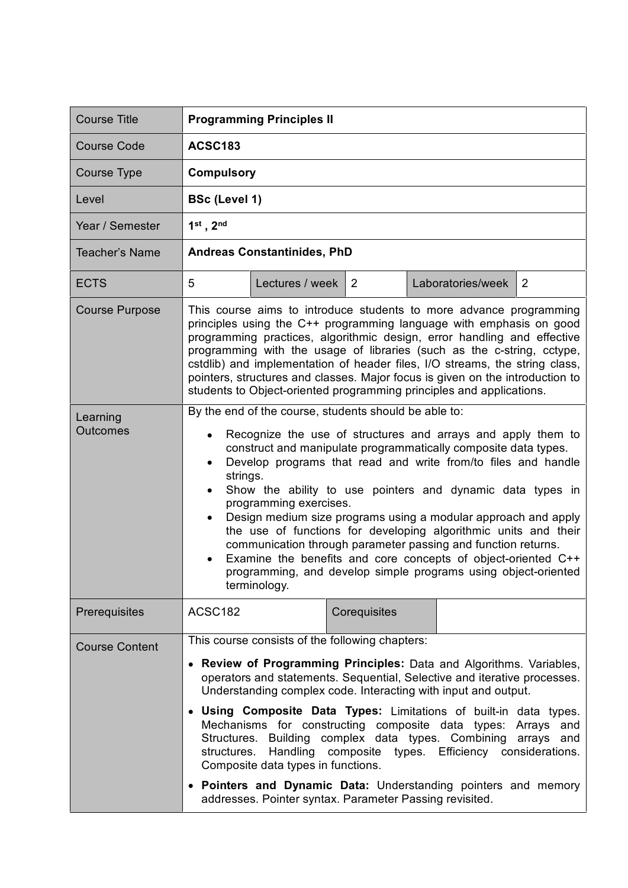| Course Title | **Programming Principles II** | | | | |
|---|---|---|---|---|---|
| Course Code | **ACSC183** | | | | |
| Course Type | **Compulsory** | | | | |
| Level | **BSc (Level 1)** | | | | |
| Year / Semester | **1st , 2nd** | | | | |
| Teacher's Name | **Andreas Constantinides, PhD** | | | | |
| ECTS | 5 | Lectures / week | 2 | Laboratories/week | 2 |
| Course Purpose | This course aims to introduce students to more advance programming principles using the C++ programming language with emphasis on good programming practices, algorithmic design, error handling and effective programming with the usage of libraries (such as the c-string, cctype, cstdlib) and implementation of header files, I/O streams, the string class, pointers, structures and classes. Major focus is given on the introduction to students to Object-oriented programming principles and applications. | | | | |
| Learning Outcomes | By the end of the course, students should be able to:<br>• Recognize the use of structures and arrays and apply them to construct and manipulate programmatically composite data types.<br>• Develop programs that read and write from/to files and handle strings.<br>• Show the ability to use pointers and dynamic data types in programming exercises.<br>• Design medium size programs using a modular approach and apply the use of functions for developing algorithmic units and their communication through parameter passing and function returns.<br>• Examine the benefits and core concepts of object-oriented C++ programming, and develop simple programs using object-oriented terminology. | | | | |
| Prerequisites | ACSC182 | Corequisites | | | |
| Course Content | This course consists of the following chapters:<br>• **Review of Programming Principles:** Data and Algorithms. Variables, operators and statements. Sequential, Selective and iterative processes. Understanding complex code. Interacting with input and output.<br>• **Using Composite Data Types:** Limitations of built-in data types. Mechanisms for constructing composite data types: Arrays and Structures. Building complex data types. Combining arrays and structures. Handling composite types. Efficiency considerations. Composite data types in functions.<br>• **Pointers and Dynamic Data:** Understanding pointers and memory addresses. Pointer syntax. Parameter Passing revisited. | | | | |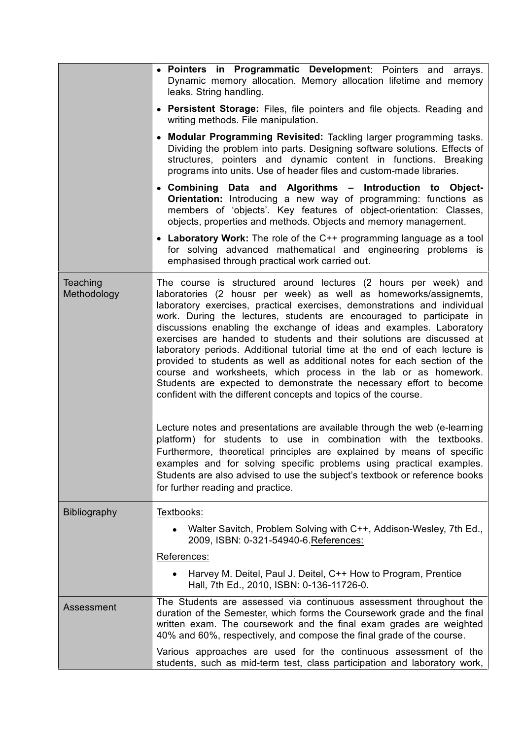| | |
|---|---|
| | • **Pointers in Programmatic Development**: Pointers and arrays. Dynamic memory allocation. Memory allocation lifetime and memory leaks. String handling.<br>• **Persistent Storage:** Files, file pointers and file objects. Reading and writing methods. File manipulation.<br>• **Modular Programming Revisited:** Tackling larger programming tasks. Dividing the problem into parts. Designing software solutions. Effects of structures, pointers and dynamic content in functions. Breaking programs into units. Use of header files and custom-made libraries.<br>• **Combining Data and Algorithms – Introduction to Object-Orientation:** Introducing a new way of programming: functions as members of 'objects'. Key features of object-orientation: Classes, objects, properties and methods. Objects and memory management.<br>• **Laboratory Work:** The role of the C++ programming language as a tool for solving advanced mathematical and engineering problems is emphasised through practical work carried out. |
| Teaching Methodology | The course is structured around lectures (2 hours per week) and laboratories (2 housr per week) as well as homeworks/assignemts, laboratory exercises, practical exercises, demonstrations and individual work. During the lectures, students are encouraged to participate in discussions enabling the exchange of ideas and examples. Laboratory exercises are handed to students and their solutions are discussed at laboratory periods. Additional tutorial time at the end of each lecture is provided to students as well as additional notes for each section of the course and worksheets, which process in the lab or as homework. Students are expected to demonstrate the necessary effort to become confident with the different concepts and topics of the course.<br><br>Lecture notes and presentations are available through the web (e-learning platform) for students to use in combination with the textbooks. Furthermore, theoretical principles are explained by means of specific examples and for solving specific problems using practical examples. Students are also advised to use the subject's textbook or reference books for further reading and practice. |
| Bibliography | Textbooks:<br>• Walter Savitch, Problem Solving with C++, Addison-Wesley, 7th Ed., 2009, ISBN: 0-321-54940-6.References:<br><br>References:<br>• Harvey M. Deitel, Paul J. Deitel, C++ How to Program, Prentice Hall, 7th Ed., 2010, ISBN: 0-136-11726-0. |
| Assessment | The Students are assessed via continuous assessment throughout the duration of the Semester, which forms the Coursework grade and the final written exam. The coursework and the final exam grades are weighted 40% and 60%, respectively, and compose the final grade of the course.<br><br>Various approaches are used for the continuous assessment of the students, such as mid-term test, class participation and laboratory work, |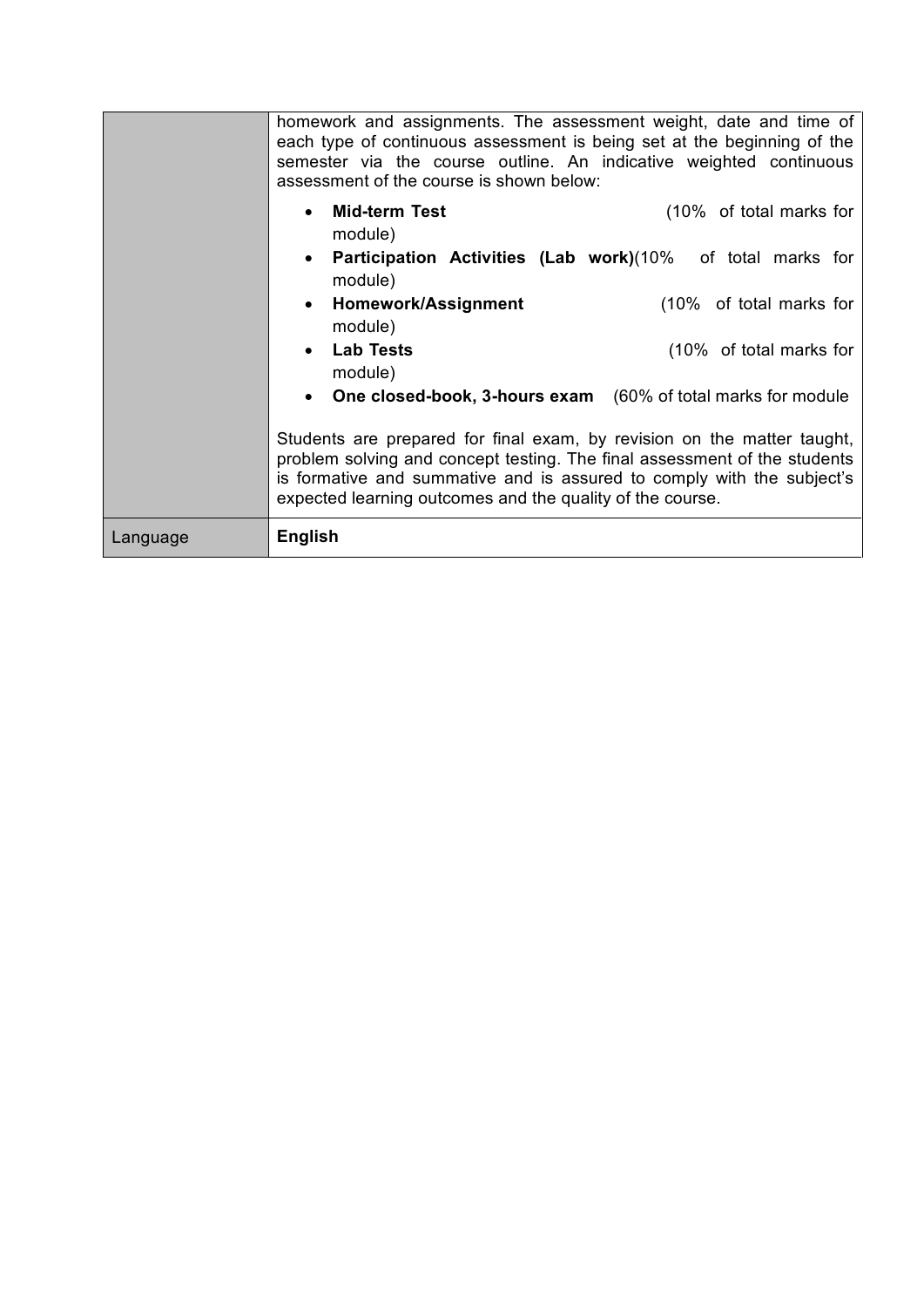| | |
|---|---|
| | homework and assignments. The assessment weight, date and time of each type of continuous assessment is being set at the beginning of the semester via the course outline. An indicative weighted continuous assessment of the course is shown below:<br><br>• **Mid-term Test** (10% of total marks for module)<br>• **Participation Activities (Lab work)**(10% of total marks for module)<br>• **Homework/Assignment** (10% of total marks for module)<br>• **Lab Tests** (10% of total marks for module)<br>• **One closed-book, 3-hours exam** (60% of total marks for module<br><br>Students are prepared for final exam, by revision on the matter taught, problem solving and concept testing. The final assessment of the students is formative and summative and is assured to comply with the subject's expected learning outcomes and the quality of the course. |
| Language | **English** |